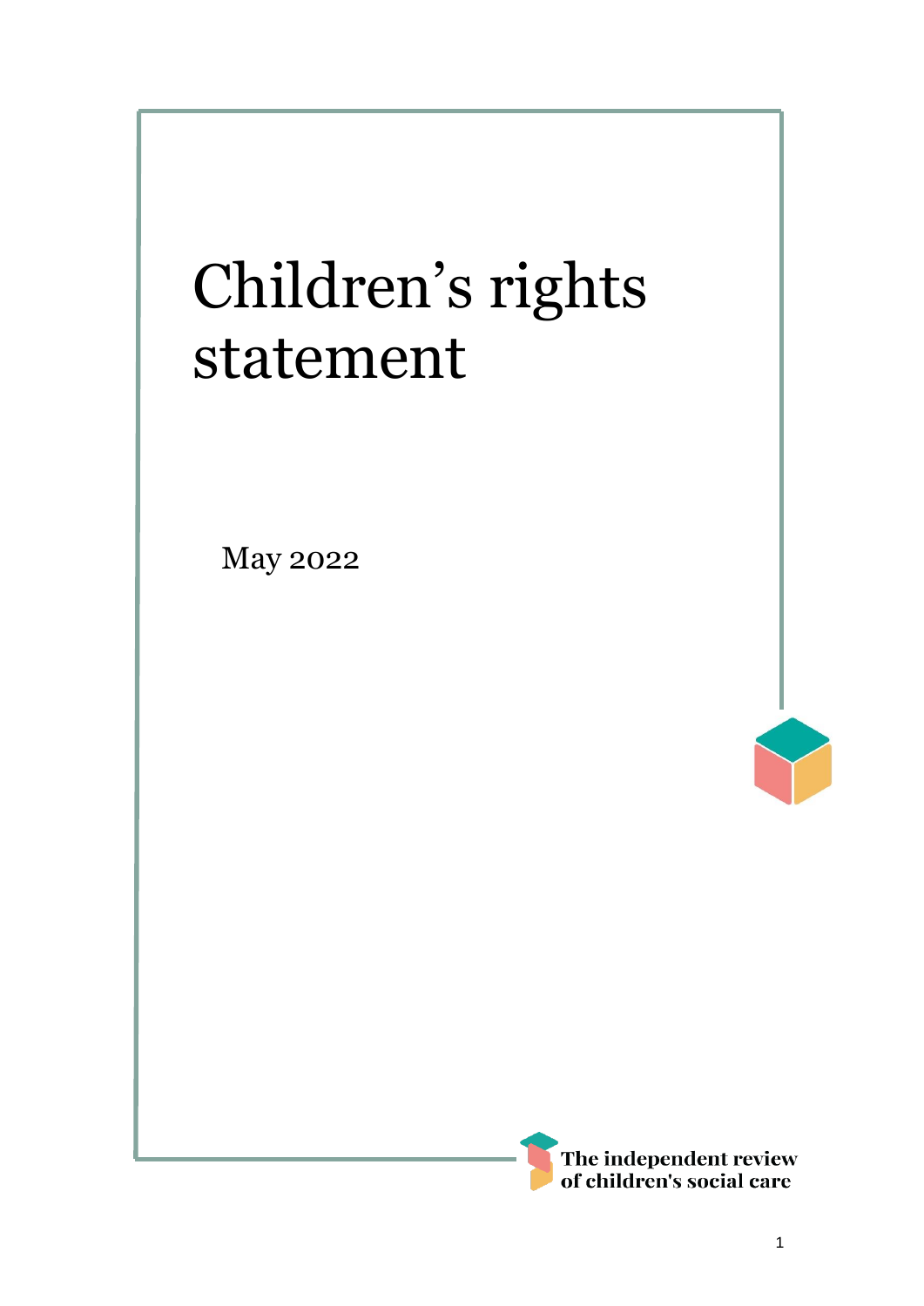# Children's rights statement

May 2022

The independent review of children's social care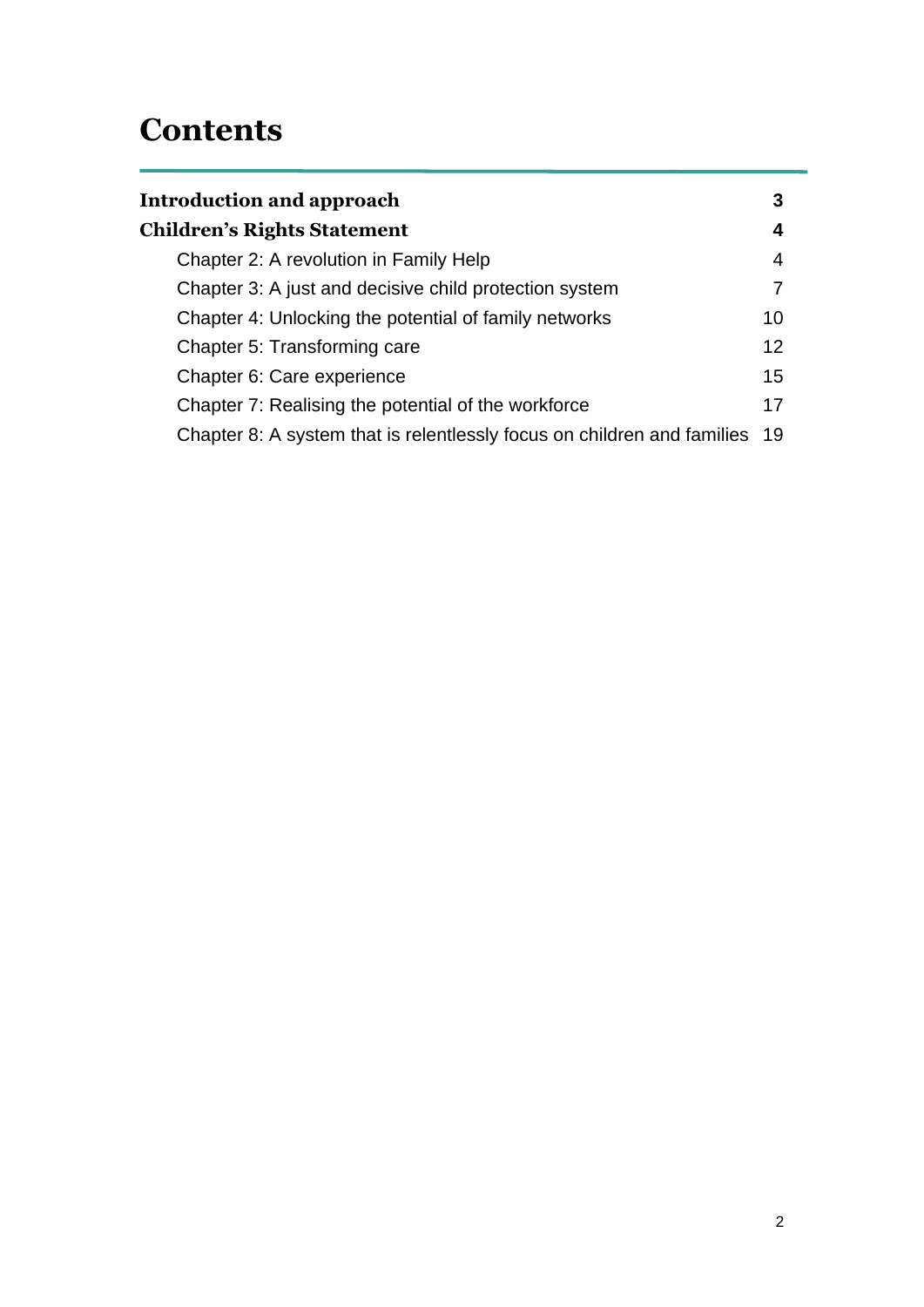# Contents

| | |
|---|---|
| **Introduction and approach** | **3** |
| **Children's Rights Statement** | **4** |
| Chapter 2: A revolution in Family Help | 4 |
| Chapter 3: A just and decisive child protection system | 7 |
| Chapter 4: Unlocking the potential of family networks | 10 |
| Chapter 5: Transforming care | 12 |
| Chapter 6: Care experience | 15 |
| Chapter 7: Realising the potential of the workforce | 17 |
| Chapter 8: A system that is relentlessly focus on children and families | 19 |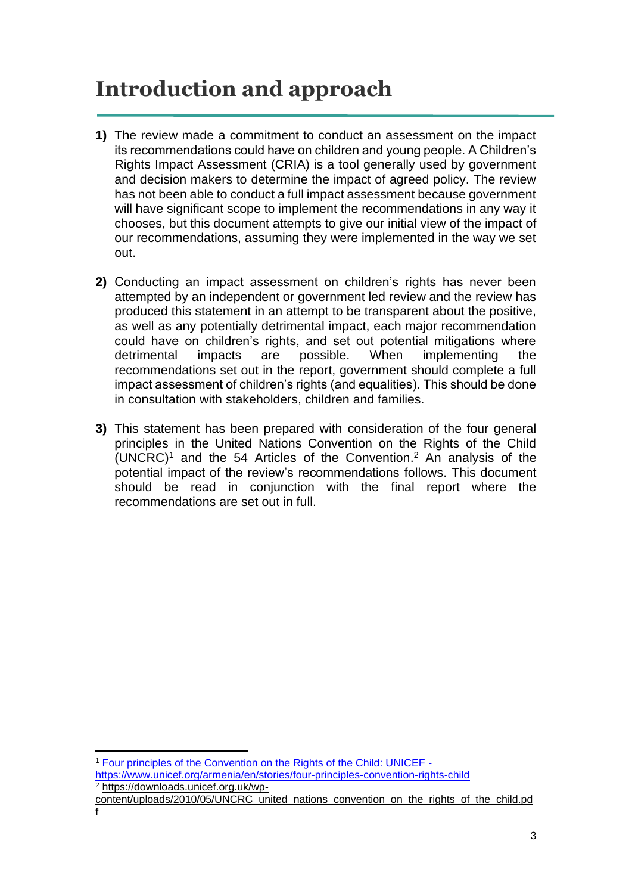# Introduction and approach

1) The review made a commitment to conduct an assessment on the impact its recommendations could have on children and young people. A Children's Rights Impact Assessment (CRIA) is a tool generally used by government and decision makers to determine the impact of agreed policy. The review has not been able to conduct a full impact assessment because government will have significant scope to implement the recommendations in any way it chooses, but this document attempts to give our initial view of the impact of our recommendations, assuming they were implemented in the way we set out.

2) Conducting an impact assessment on children's rights has never been attempted by an independent or government led review and the review has produced this statement in an attempt to be transparent about the positive, as well as any potentially detrimental impact, each major recommendation could have on children's rights, and set out potential mitigations where detrimental impacts are possible. When implementing the recommendations set out in the report, government should complete a full impact assessment of children's rights (and equalities). This should be done in consultation with stakeholders, children and families.

3) This statement has been prepared with consideration of the four general principles in the United Nations Convention on the Rights of the Child (UNCRC)[1] and the 54 Articles of the Convention.[2] An analysis of the potential impact of the review's recommendations follows. This document should be read in conjunction with the final report where the recommendations are set out in full.

---

[1] Four principles of the Convention on the Rights of the Child: UNICEF - https://www.unicef.org/armenia/en/stories/four-principles-convention-rights-child

[2] https://downloads.unicef.org.uk/wp-content/uploads/2010/05/UNCRC_united_nations_convention_on_the_rights_of_the_child.pdf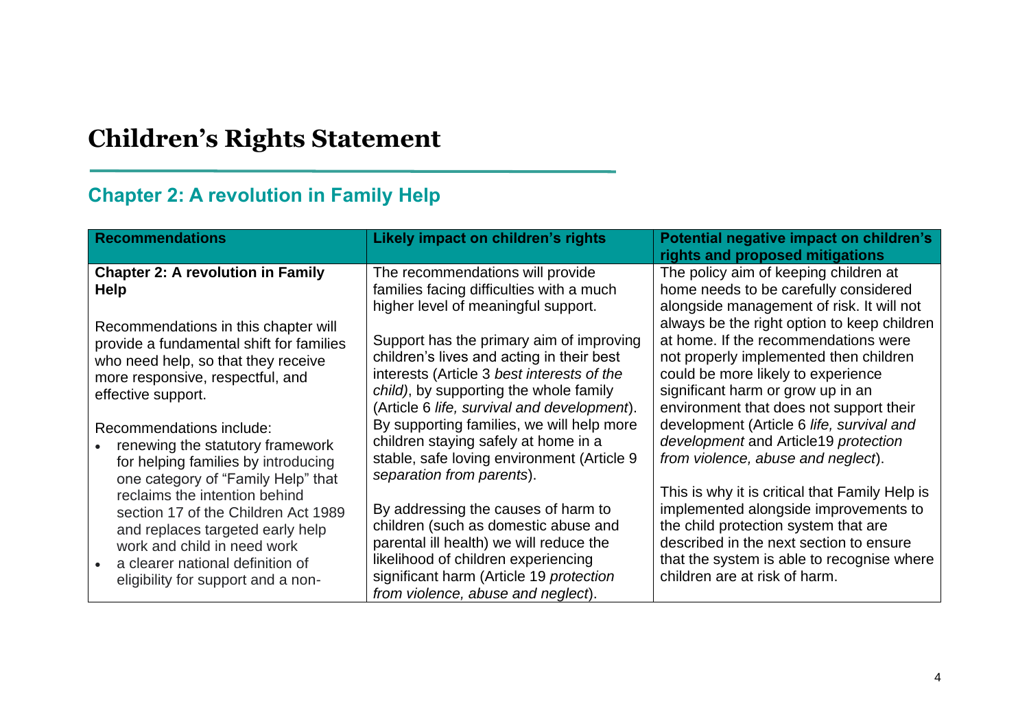# Children's Rights Statement

## Chapter 2: A revolution in Family Help

| Recommendations | Likely impact on children's rights | Potential negative impact on children's rights and proposed mitigations |
|---|---|---|
| **Chapter 2: A revolution in Family Help**<br><br>Recommendations in this chapter will provide a fundamental shift for families who need help, so that they receive more responsive, respectful, and effective support.<br><br>Recommendations include:<br>• renewing the statutory framework for helping families by introducing one category of "Family Help" that reclaims the intention behind section 17 of the Children Act 1989 and replaces targeted early help work and child in need work<br>• a clearer national definition of eligibility for support and a non- | The recommendations will provide families facing difficulties with a much higher level of meaningful support.<br><br>Support has the primary aim of improving children's lives and acting in their best interests (Article 3 *best interests of the child)*, by supporting the whole family (Article 6 *life, survival and development*). By supporting families, we will help more children staying safely at home in a stable, safe loving environment (Article 9 *separation from parents*).<br><br>By addressing the causes of harm to children (such as domestic abuse and parental ill health) we will reduce the likelihood of children experiencing significant harm (Article 19 *protection from violence, abuse and neglect*). | The policy aim of keeping children at home needs to be carefully considered alongside management of risk. It will not always be the right option to keep children at home. If the recommendations were not properly implemented then children could be more likely to experience significant harm or grow up in an environment that does not support their development (Article 6 *life, survival and development* and Article19 *protection from violence, abuse and neglect*).<br><br>This is why it is critical that Family Help is implemented alongside improvements to the child protection system that are described in the next section to ensure that the system is able to recognise where children are at risk of harm. |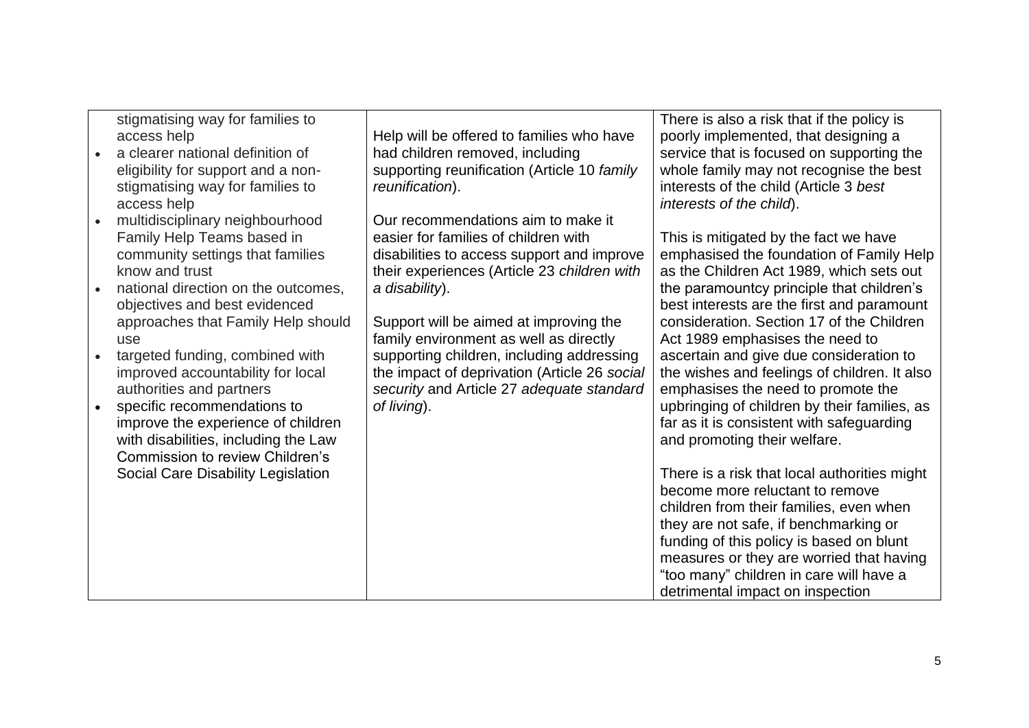| | | |
|---|---|---|
| stigmatising way for families to access help<br>• a clearer national definition of eligibility for support and a non-stigmatising way for families to access help<br>• multidisciplinary neighbourhood Family Help Teams based in community settings that families know and trust<br>• national direction on the outcomes, objectives and best evidenced approaches that Family Help should use<br>• targeted funding, combined with improved accountability for local authorities and partners<br>• specific recommendations to improve the experience of children with disabilities, including the Law Commission to review Children's Social Care Disability Legislation | Help will be offered to families who have had children removed, including supporting reunification (Article 10 *family reunification*).<br><br>Our recommendations aim to make it easier for families of children with disabilities to access support and improve their experiences (Article 23 *children with a disability*).<br><br>Support will be aimed at improving the family environment as well as directly supporting children, including addressing the impact of deprivation (Article 26 *social security* and Article 27 *adequate standard of living*). | There is also a risk that if the policy is poorly implemented, that designing a service that is focused on supporting the whole family may not recognise the best interests of the child (Article 3 *best interests of the child*).<br><br>This is mitigated by the fact we have emphasised the foundation of Family Help as the Children Act 1989, which sets out the paramountcy principle that children's best interests are the first and paramount consideration. Section 17 of the Children Act 1989 emphasises the need to ascertain and give due consideration to the wishes and feelings of children. It also emphasises the need to promote the upbringing of children by their families, as far as it is consistent with safeguarding and promoting their welfare.<br><br>There is a risk that local authorities might become more reluctant to remove children from their families, even when they are not safe, if benchmarking or funding of this policy is based on blunt measures or they are worried that having "too many" children in care will have a detrimental impact on inspection |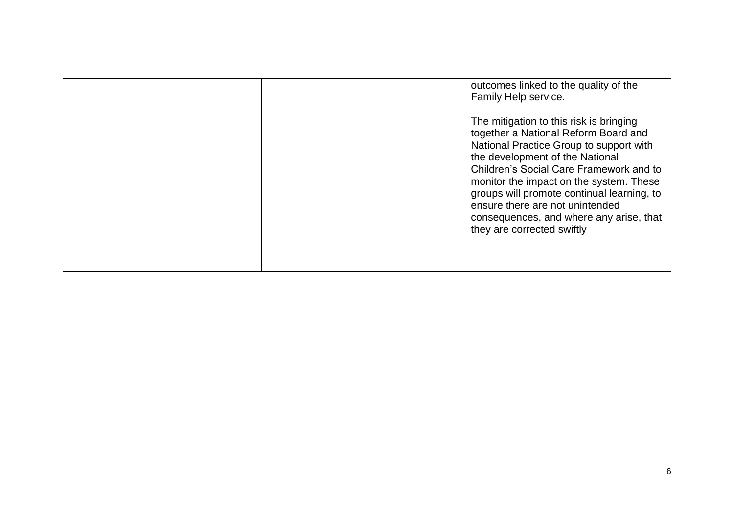|  |  |  |
|---|---|---|
|  |  | outcomes linked to the quality of the Family Help service.<br><br>The mitigation to this risk is bringing together a National Reform Board and National Practice Group to support with the development of the National Children's Social Care Framework and to monitor the impact on the system. These groups will promote continual learning, to ensure there are not unintended consequences, and where any arise, that they are corrected swiftly |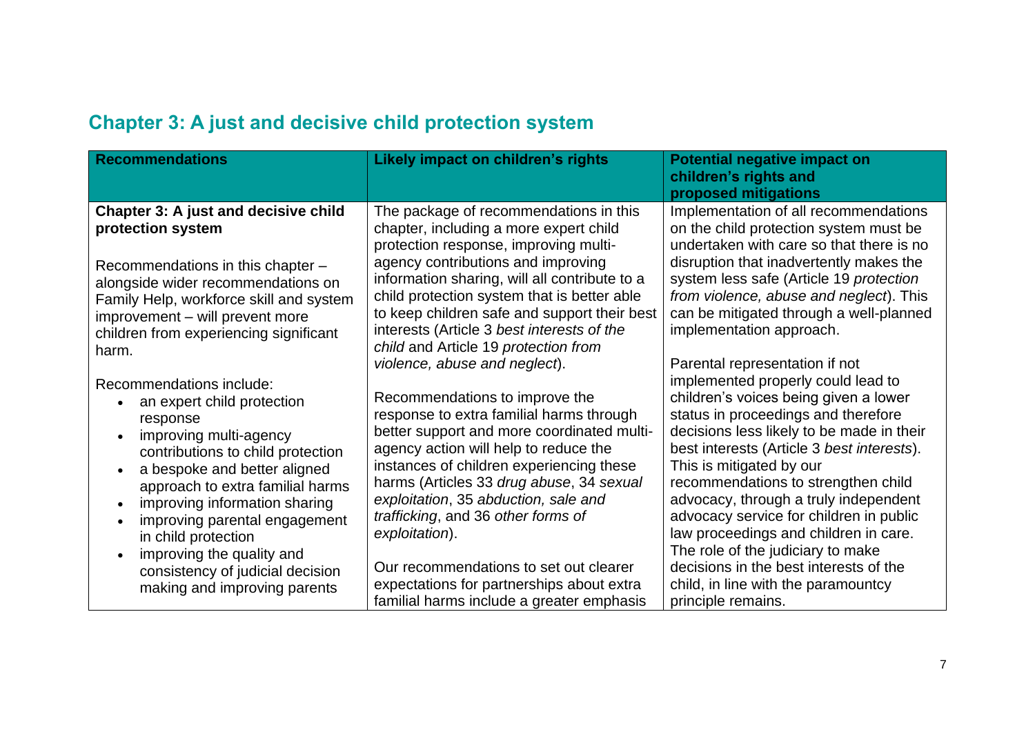## Chapter 3: A just and decisive child protection system

| Recommendations | Likely impact on children's rights | Potential negative impact on children's rights and proposed mitigations |
|---|---|---|
| **Chapter 3: A just and decisive child protection system**<br><br>Recommendations in this chapter – alongside wider recommendations on Family Help, workforce skill and system improvement – will prevent more children from experiencing significant harm.<br><br>Recommendations include:<br>• an expert child protection response<br>• improving multi-agency contributions to child protection<br>• a bespoke and better aligned approach to extra familial harms<br>• improving information sharing<br>• improving parental engagement in child protection<br>• improving the quality and consistency of judicial decision making and improving parents | The package of recommendations in this chapter, including a more expert child protection response, improving multi-agency contributions and improving information sharing, will all contribute to a child protection system that is better able to keep children safe and support their best interests (Article 3 *best interests of the child* and Article 19 *protection from violence, abuse and neglect*).<br><br>Recommendations to improve the response to extra familial harms through better support and more coordinated multi-agency action will help to reduce the instances of children experiencing these harms (Articles 33 *drug abuse*, 34 *sexual exploitation*, 35 *abduction, sale and trafficking*, and 36 *other forms of exploitation*).<br><br>Our recommendations to set out clearer expectations for partnerships about extra familial harms include a greater emphasis | Implementation of all recommendations on the child protection system must be undertaken with care so that there is no disruption that inadvertently makes the system less safe (Article 19 *protection from violence, abuse and neglect*). This can be mitigated through a well-planned implementation approach.<br><br>Parental representation if not implemented properly could lead to children's voices being given a lower status in proceedings and therefore decisions less likely to be made in their best interests (Article 3 *best interests*). This is mitigated by our recommendations to strengthen child advocacy, through a truly independent advocacy service for children in public law proceedings and children in care. The role of the judiciary to make decisions in the best interests of the child, in line with the paramountcy principle remains. |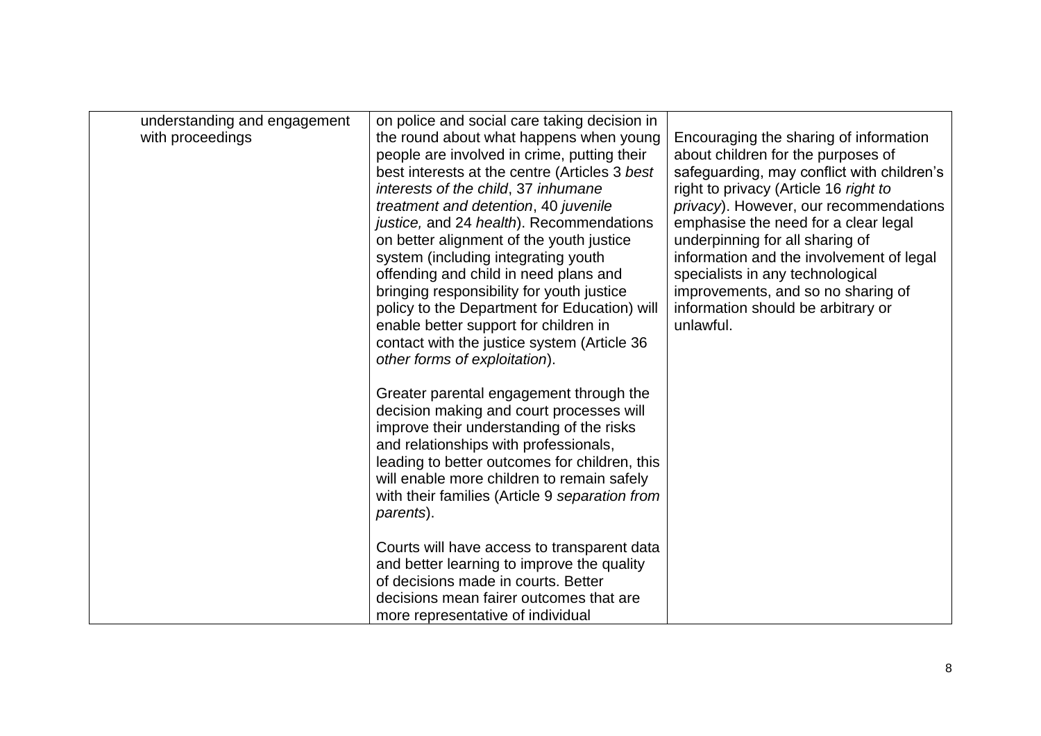| | | |
|---|---|---|
| understanding and engagement with proceedings | on police and social care taking decision in the round about what happens when young people are involved in crime, putting their best interests at the centre (Articles 3 *best interests of the child*, 37 *inhumane treatment and detention*, 40 *juvenile justice,* and 24 *health*). Recommendations on better alignment of the youth justice system (including integrating youth offending and child in need plans and bringing responsibility for youth justice policy to the Department for Education) will enable better support for children in contact with the justice system (Article 36 *other forms of exploitation*).<br><br>Greater parental engagement through the decision making and court processes will improve their understanding of the risks and relationships with professionals, leading to better outcomes for children, this will enable more children to remain safely with their families (Article 9 *separation from parents*).<br><br>Courts will have access to transparent data and better learning to improve the quality of decisions made in courts. Better decisions mean fairer outcomes that are more representative of individual | Encouraging the sharing of information about children for the purposes of safeguarding, may conflict with children's right to privacy (Article 16 *right to privacy*). However, our recommendations emphasise the need for a clear legal underpinning for all sharing of information and the involvement of legal specialists in any technological improvements, and so no sharing of information should be arbitrary or unlawful. |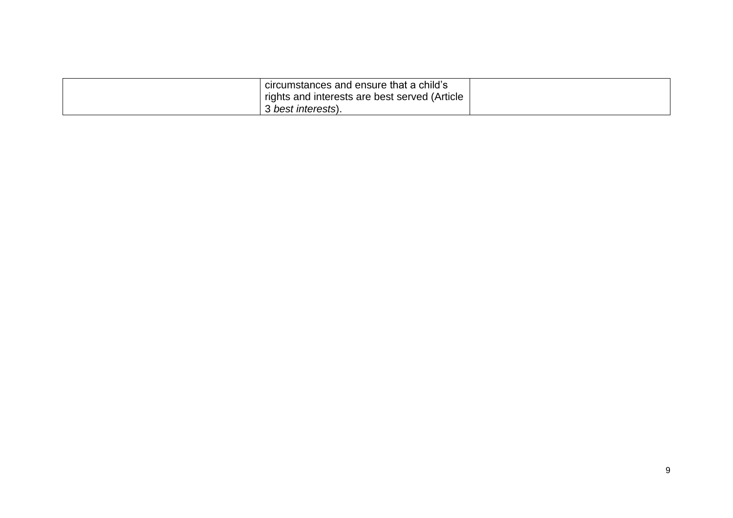| | | |
|---|---|---|
| | circumstances and ensure that a child's rights and interests are best served (Article 3 *best interests*). | |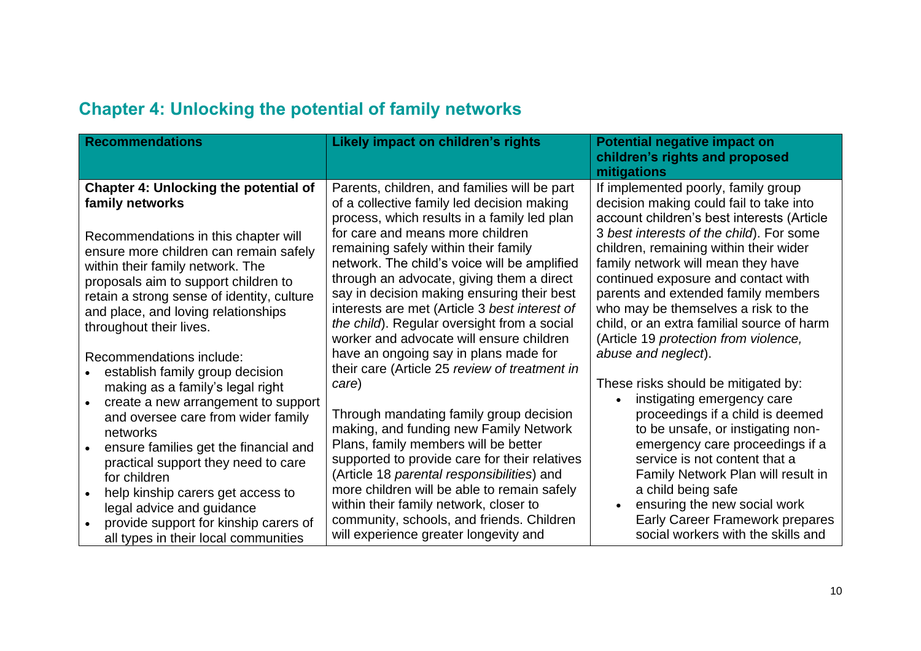## Chapter 4: Unlocking the potential of family networks

| Recommendations | Likely impact on children's rights | Potential negative impact on children's rights and proposed mitigations |
|---|---|---|
| **Chapter 4: Unlocking the potential of family networks**<br><br>Recommendations in this chapter will ensure more children can remain safely within their family network. The proposals aim to support children to retain a strong sense of identity, culture and place, and loving relationships throughout their lives.<br><br>Recommendations include:<br>• establish family group decision making as a family's legal right<br>• create a new arrangement to support and oversee care from wider family networks<br>• ensure families get the financial and practical support they need to care for children<br>• help kinship carers get access to legal advice and guidance<br>• provide support for kinship carers of all types in their local communities | Parents, children, and families will be part of a collective family led decision making process, which results in a family led plan for care and means more children remaining safely within their family network. The child's voice will be amplified through an advocate, giving them a direct say in decision making ensuring their best interests are met (Article 3 *best interest of the child*). Regular oversight from a social worker and advocate will ensure children have an ongoing say in plans made for their care (Article 25 *review of treatment in care*)<br><br>Through mandating family group decision making, and funding new Family Network Plans, family members will be better supported to provide care for their relatives (Article 18 *parental responsibilities*) and more children will be able to remain safely within their family network, closer to community, schools, and friends. Children will experience greater longevity and | If implemented poorly, family group decision making could fail to take into account children's best interests (Article 3 *best interests of the child*). For some children, remaining within their wider family network will mean they have continued exposure and contact with parents and extended family members who may be themselves a risk to the child, or an extra familial source of harm (Article 19 *protection from violence, abuse and neglect*).<br><br>These risks should be mitigated by:<br>• instigating emergency care proceedings if a child is deemed to be unsafe, or instigating non-emergency care proceedings if a service is not content that a Family Network Plan will result in a child being safe<br>• ensuring the new social work Early Career Framework prepares social workers with the skills and |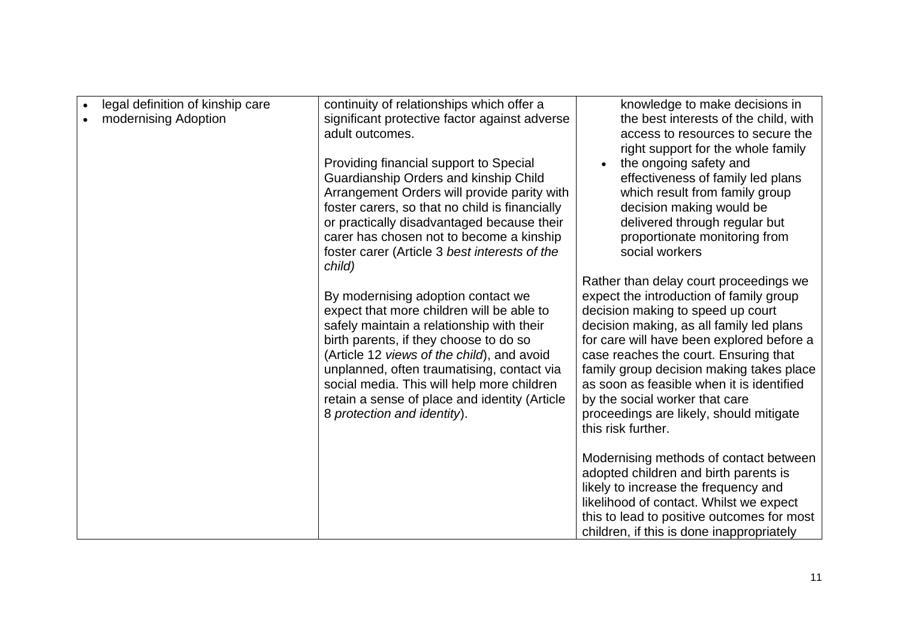| | | |
|---|---|---|
| • legal definition of kinship care<br>• modernising Adoption | continuity of relationships which offer a significant protective factor against adverse adult outcomes.<br><br>Providing financial support to Special Guardianship Orders and kinship Child Arrangement Orders will provide parity with foster carers, so that no child is financially or practically disadvantaged because their carer has chosen not to become a kinship foster carer (Article 3 *best interests of the child)*<br><br>By modernising adoption contact we expect that more children will be able to safely maintain a relationship with their birth parents, if they choose to do so (Article 12 *views of the child*), and avoid unplanned, often traumatising, contact via social media. This will help more children retain a sense of place and identity (Article 8 *protection and identity*). | knowledge to make decisions in the best interests of the child, with access to resources to secure the right support for the whole family<br>• the ongoing safety and effectiveness of family led plans which result from family group decision making would be delivered through regular but proportionate monitoring from social workers<br><br>Rather than delay court proceedings we expect the introduction of family group decision making to speed up court decision making, as all family led plans for care will have been explored before a case reaches the court. Ensuring that family group decision making takes place as soon as feasible when it is identified by the social worker that care proceedings are likely, should mitigate this risk further.<br><br>Modernising methods of contact between adopted children and birth parents is likely to increase the frequency and likelihood of contact. Whilst we expect this to lead to positive outcomes for most children, if this is done inappropriately |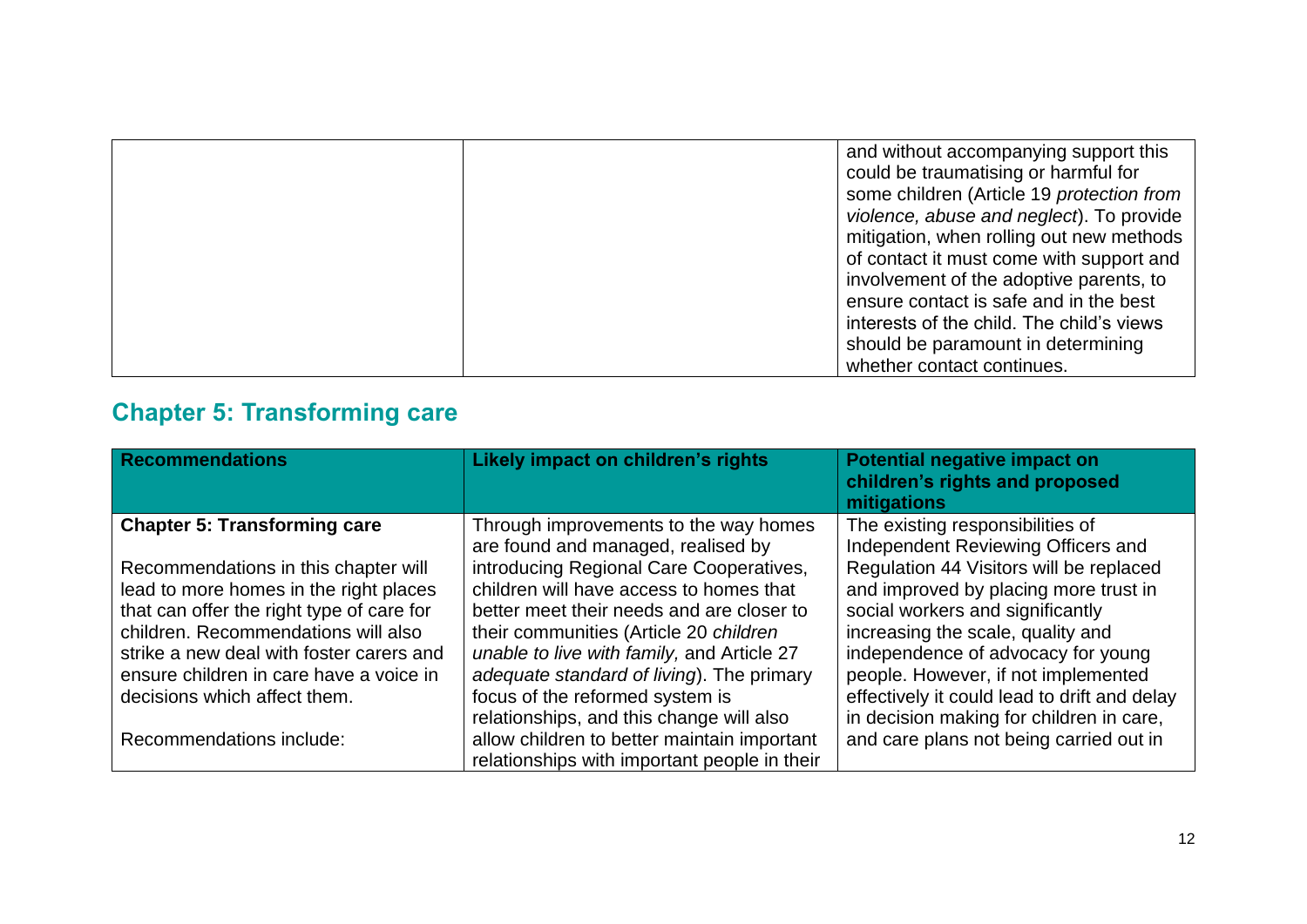| | | |
|---|---|---|
| | | and without accompanying support this could be traumatising or harmful for some children (Article 19 *protection from violence, abuse and neglect*). To provide mitigation, when rolling out new methods of contact it must come with support and involvement of the adoptive parents, to ensure contact is safe and in the best interests of the child. The child's views should be paramount in determining whether contact continues. |

## Chapter 5: Transforming care

| Recommendations | Likely impact on children's rights | Potential negative impact on children's rights and proposed mitigations |
|---|---|---|
| **Chapter 5: Transforming care**<br><br>Recommendations in this chapter will lead to more homes in the right places that can offer the right type of care for children. Recommendations will also strike a new deal with foster carers and ensure children in care have a voice in decisions which affect them.<br><br>Recommendations include: | Through improvements to the way homes are found and managed, realised by introducing Regional Care Cooperatives, children will have access to homes that better meet their needs and are closer to their communities (Article 20 *children unable to live with family,* and Article 27 *adequate standard of living*). The primary focus of the reformed system is relationships, and this change will also allow children to better maintain important relationships with important people in their | The existing responsibilities of Independent Reviewing Officers and Regulation 44 Visitors will be replaced and improved by placing more trust in social workers and significantly increasing the scale, quality and independence of advocacy for young people. However, if not implemented effectively it could lead to drift and delay in decision making for children in care, and care plans not being carried out in |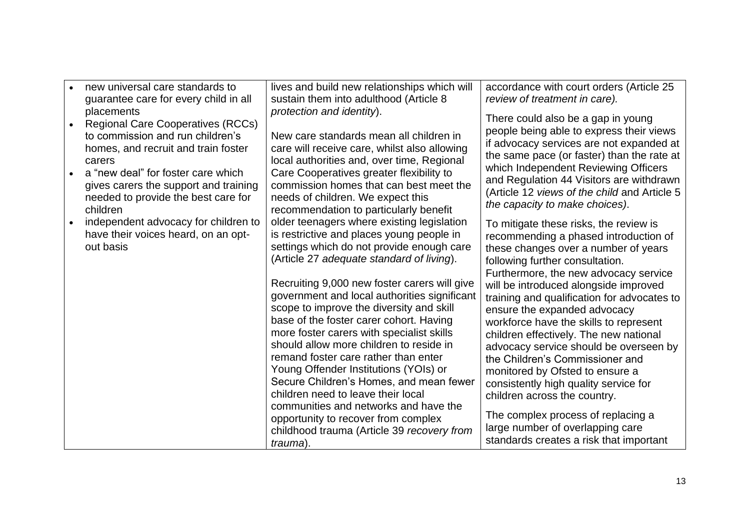| | | |
|---|---|---|
| • new universal care standards to guarantee care for every child in all placements<br>• Regional Care Cooperatives (RCCs) to commission and run children's homes, and recruit and train foster carers<br>• a "new deal" for foster care which gives carers the support and training needed to provide the best care for children<br>• independent advocacy for children to have their voices heard, on an opt-out basis | lives and build new relationships which will sustain them into adulthood (Article 8 *protection and identity*).<br><br>New care standards mean all children in care will receive care, whilst also allowing local authorities and, over time, Regional Care Cooperatives greater flexibility to commission homes that can best meet the needs of children. We expect this recommendation to particularly benefit older teenagers where existing legislation is restrictive and places young people in settings which do not provide enough care (Article 27 *adequate standard of living*).<br><br>Recruiting 9,000 new foster carers will give government and local authorities significant scope to improve the diversity and skill base of the foster carer cohort. Having more foster carers with specialist skills should allow more children to reside in remand foster care rather than enter Young Offender Institutions (YOIs) or Secure Children's Homes, and mean fewer children need to leave their local communities and networks and have the opportunity to recover from complex childhood trauma (Article 39 *recovery from trauma*). | accordance with court orders (Article 25 *review of treatment in care).*<br><br>There could also be a gap in young people being able to express their views if advocacy services are not expanded at the same pace (or faster) than the rate at which Independent Reviewing Officers and Regulation 44 Visitors are withdrawn (Article 12 *views of the child* and Article 5 *the capacity to make choices)*.<br><br>To mitigate these risks, the review is recommending a phased introduction of these changes over a number of years following further consultation. Furthermore, the new advocacy service will be introduced alongside improved training and qualification for advocates to ensure the expanded advocacy workforce have the skills to represent children effectively. The new national advocacy service should be overseen by the Children's Commissioner and monitored by Ofsted to ensure a consistently high quality service for children across the country.<br><br>The complex process of replacing a large number of overlapping care standards creates a risk that important |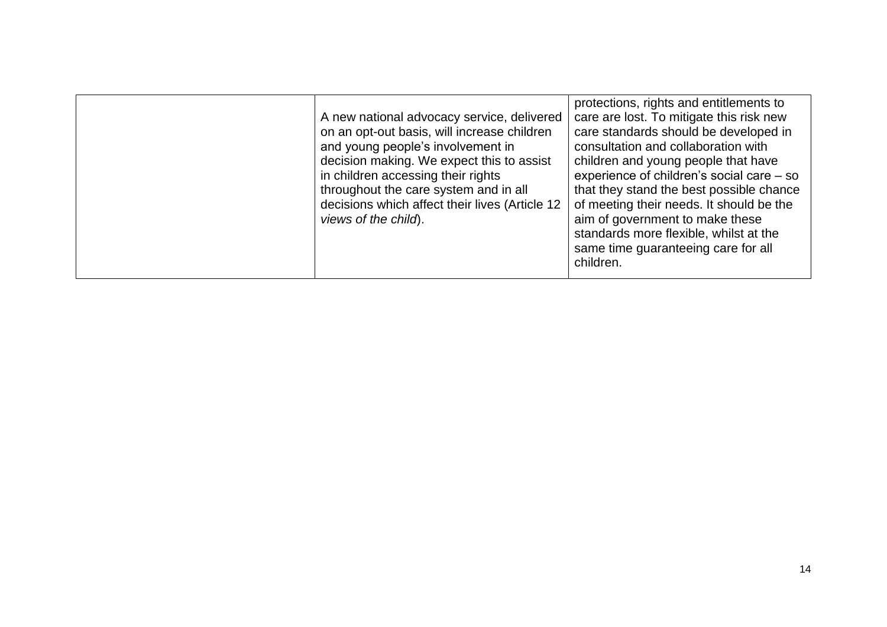| | | |
|---|---|---|
| | A new national advocacy service, delivered on an opt-out basis, will increase children and young people's involvement in decision making. We expect this to assist in children accessing their rights throughout the care system and in all decisions which affect their lives (Article 12 *views of the child*). | protections, rights and entitlements to care are lost. To mitigate this risk new care standards should be developed in consultation and collaboration with children and young people that have experience of children's social care – so that they stand the best possible chance of meeting their needs. It should be the aim of government to make these standards more flexible, whilst at the same time guaranteeing care for all children. |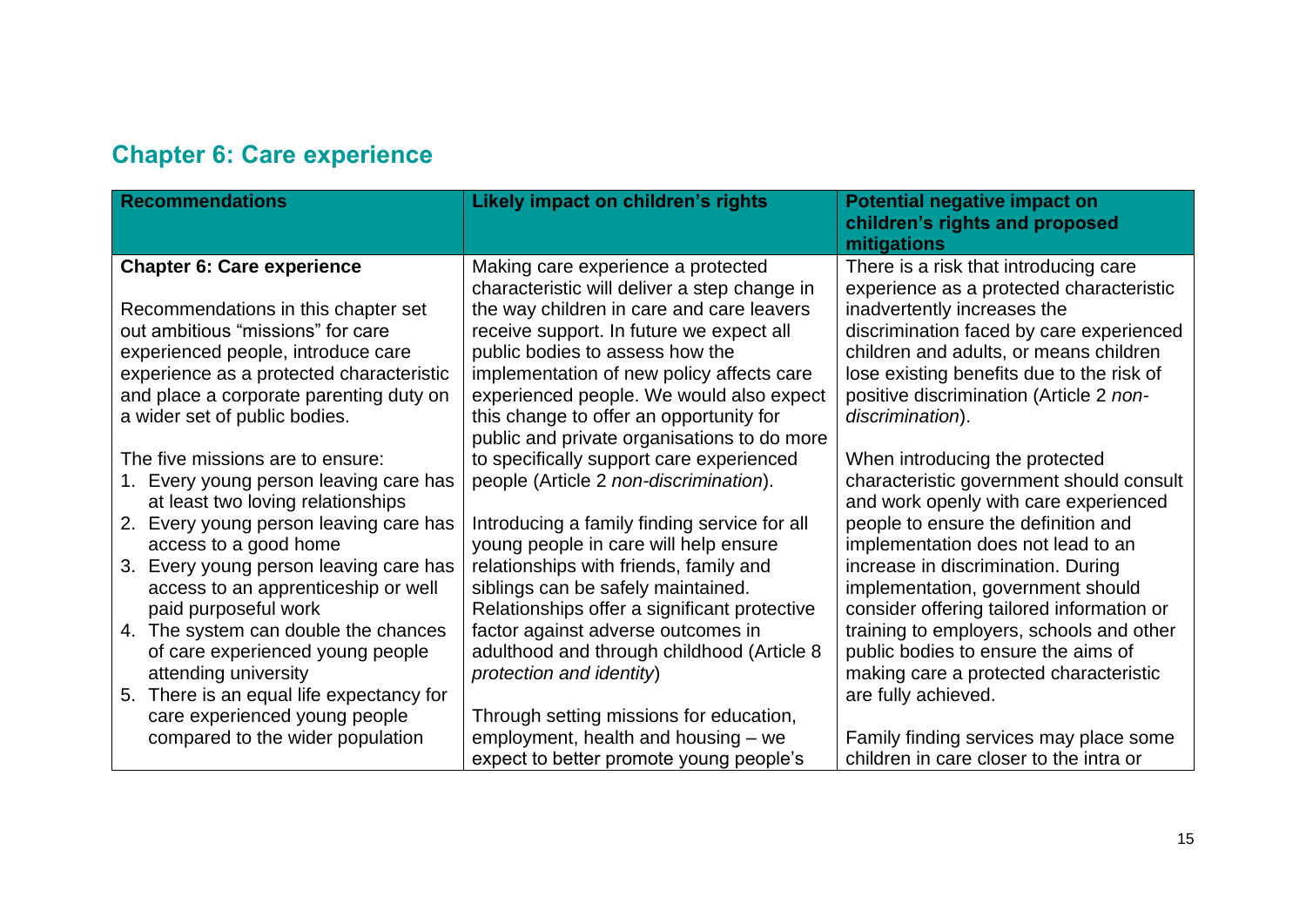## Chapter 6: Care experience

| Recommendations | Likely impact on children's rights | Potential negative impact on children's rights and proposed mitigations |
|---|---|---|
| **Chapter 6: Care experience**<br><br>Recommendations in this chapter set out ambitious "missions" for care experienced people, introduce care experience as a protected characteristic and place a corporate parenting duty on a wider set of public bodies.<br><br>The five missions are to ensure:<br>1. Every young person leaving care has at least two loving relationships<br>2. Every young person leaving care has access to a good home<br>3. Every young person leaving care has access to an apprenticeship or well paid purposeful work<br>4. The system can double the chances of care experienced young people attending university<br>5. There is an equal life expectancy for care experienced young people compared to the wider population | Making care experience a protected characteristic will deliver a step change in the way children in care and care leavers receive support. In future we expect all public bodies to assess how the implementation of new policy affects care experienced people. We would also expect this change to offer an opportunity for public and private organisations to do more to specifically support care experienced people (Article 2 *non-discrimination*).<br><br>Introducing a family finding service for all young people in care will help ensure relationships with friends, family and siblings can be safely maintained. Relationships offer a significant protective factor against adverse outcomes in adulthood and through childhood (Article 8 *protection and identity*)<br><br>Through setting missions for education, employment, health and housing – we expect to better promote young people's | There is a risk that introducing care experience as a protected characteristic inadvertently increases the discrimination faced by care experienced children and adults, or means children lose existing benefits due to the risk of positive discrimination (Article 2 *non-discrimination*).<br><br>When introducing the protected characteristic government should consult and work openly with care experienced people to ensure the definition and implementation does not lead to an increase in discrimination. During implementation, government should consider offering tailored information or training to employers, schools and other public bodies to ensure the aims of making care a protected characteristic are fully achieved.<br><br>Family finding services may place some children in care closer to the intra or |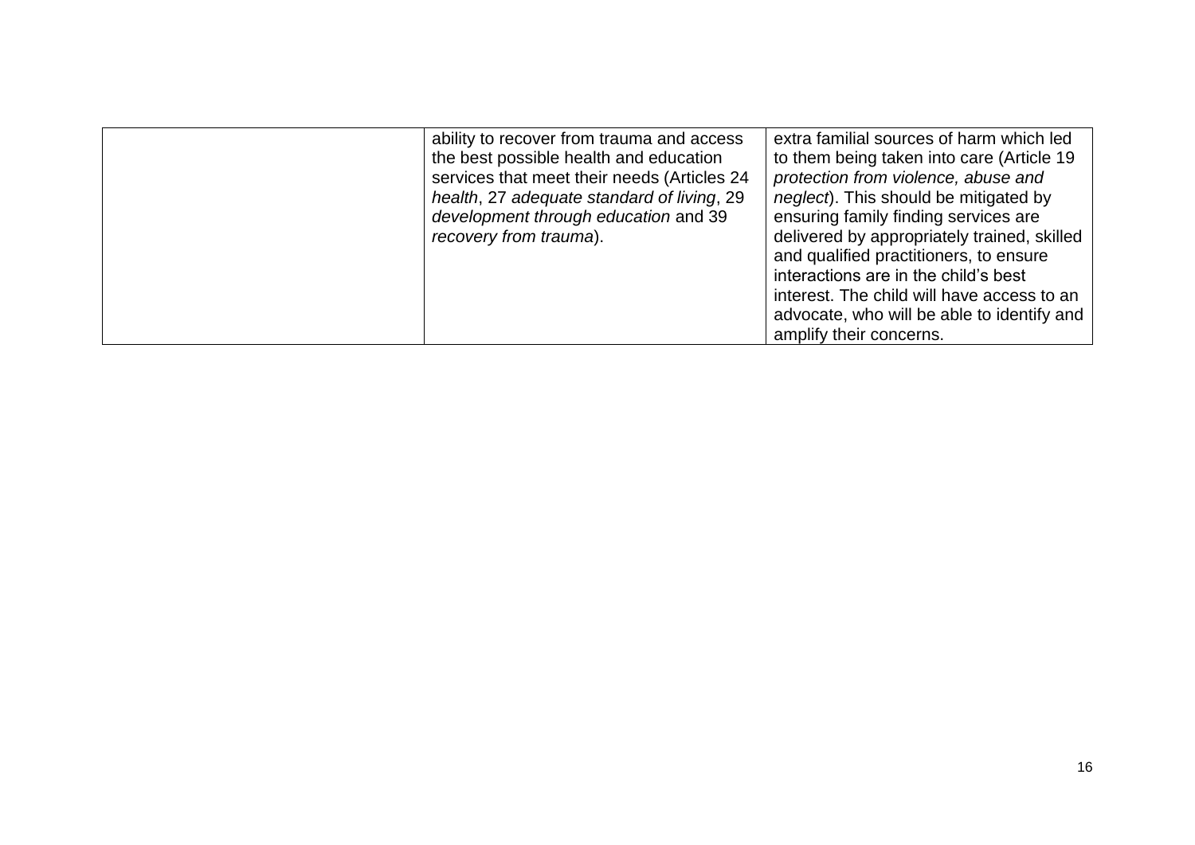| | | |
|---|---|---|
| | ability to recover from trauma and access the best possible health and education services that meet their needs (Articles 24 *health*, 27 *adequate standard of living*, 29 *development through education* and 39 *recovery from trauma*). | extra familial sources of harm which led to them being taken into care (Article 19 *protection from violence, abuse and neglect*). This should be mitigated by ensuring family finding services are delivered by appropriately trained, skilled and qualified practitioners, to ensure interactions are in the child's best interest. The child will have access to an advocate, who will be able to identify and amplify their concerns. |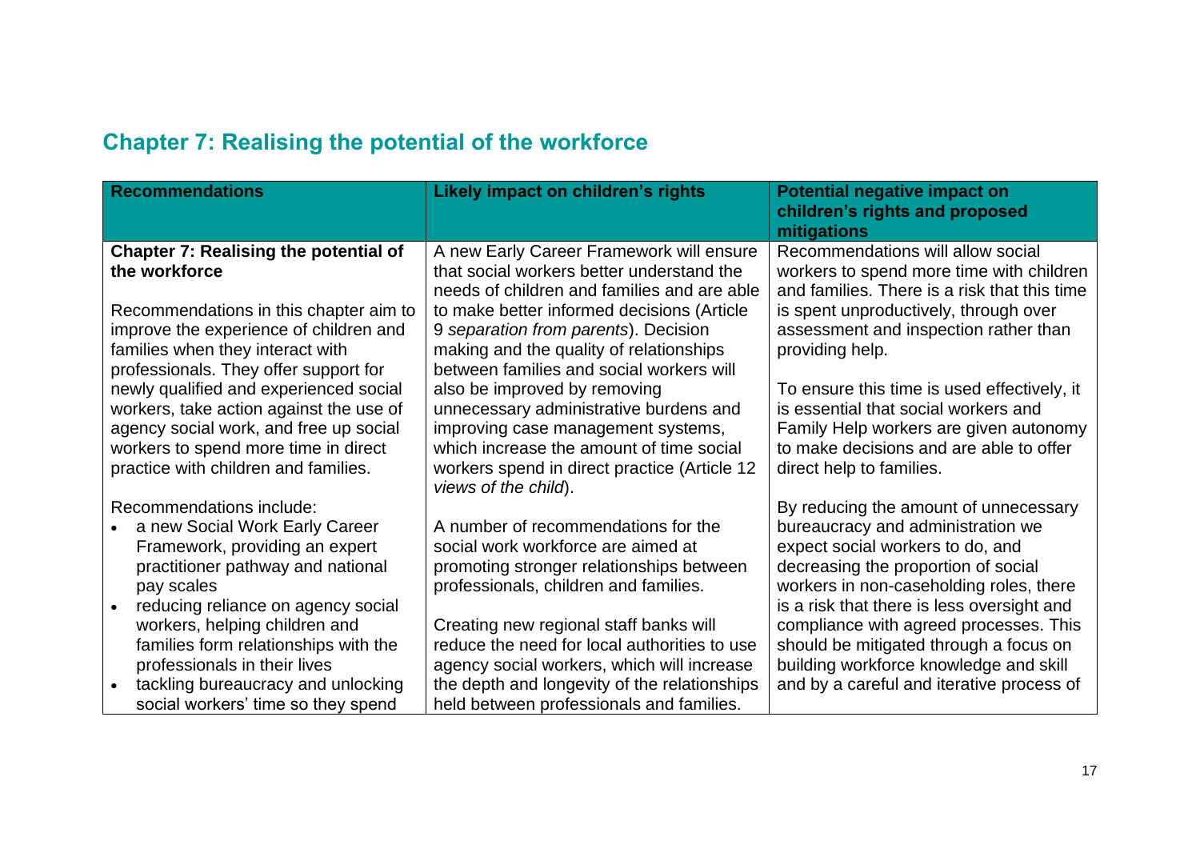## Chapter 7: Realising the potential of the workforce

| Recommendations | Likely impact on children's rights | Potential negative impact on children's rights and proposed mitigations |
|---|---|---|
| **Chapter 7: Realising the potential of the workforce**<br><br>Recommendations in this chapter aim to improve the experience of children and families when they interact with professionals. They offer support for newly qualified and experienced social workers, take action against the use of agency social work, and free up social workers to spend more time in direct practice with children and families.<br><br>Recommendations include:<br>• a new Social Work Early Career Framework, providing an expert practitioner pathway and national pay scales<br>• reducing reliance on agency social workers, helping children and families form relationships with the professionals in their lives<br>• tackling bureaucracy and unlocking social workers' time so they spend | A new Early Career Framework will ensure that social workers better understand the needs of children and families and are able to make better informed decisions (Article 9 *separation from parents*). Decision making and the quality of relationships between families and social workers will also be improved by removing unnecessary administrative burdens and improving case management systems, which increase the amount of time social workers spend in direct practice (Article 12 *views of the child*).<br><br>A number of recommendations for the social work workforce are aimed at promoting stronger relationships between professionals, children and families.<br><br>Creating new regional staff banks will reduce the need for local authorities to use agency social workers, which will increase the depth and longevity of the relationships held between professionals and families. | Recommendations will allow social workers to spend more time with children and families. There is a risk that this time is spent unproductively, through over assessment and inspection rather than providing help.<br><br>To ensure this time is used effectively, it is essential that social workers and Family Help workers are given autonomy to make decisions and are able to offer direct help to families.<br><br>By reducing the amount of unnecessary bureaucracy and administration we expect social workers to do, and decreasing the proportion of social workers in non-caseholding roles, there is a risk that there is less oversight and compliance with agreed processes. This should be mitigated through a focus on building workforce knowledge and skill and by a careful and iterative process of |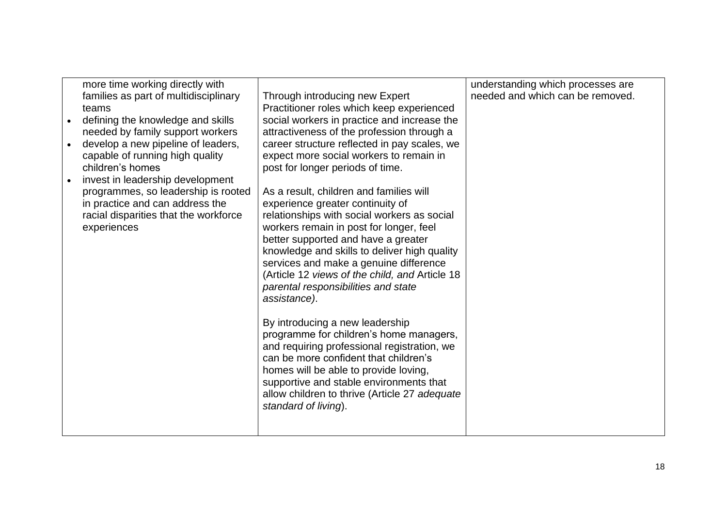| | | |
|---|---|---|
| more time working directly with families as part of multidisciplinary teams<br>• defining the knowledge and skills needed by family support workers<br>• develop a new pipeline of leaders, capable of running high quality children's homes<br>• invest in leadership development programmes, so leadership is rooted in practice and can address the racial disparities that the workforce experiences | Through introducing new Expert Practitioner roles which keep experienced social workers in practice and increase the attractiveness of the profession through a career structure reflected in pay scales, we expect more social workers to remain in post for longer periods of time.<br><br>As a result, children and families will experience greater continuity of relationships with social workers as social workers remain in post for longer, feel better supported and have a greater knowledge and skills to deliver high quality services and make a genuine difference (Article 12 *views of the child, and* Article 18 *parental responsibilities and state assistance)*.<br><br>By introducing a new leadership programme for children's home managers, and requiring professional registration, we can be more confident that children's homes will be able to provide loving, supportive and stable environments that allow children to thrive (Article 27 *adequate standard of living*). | understanding which processes are needed and which can be removed. |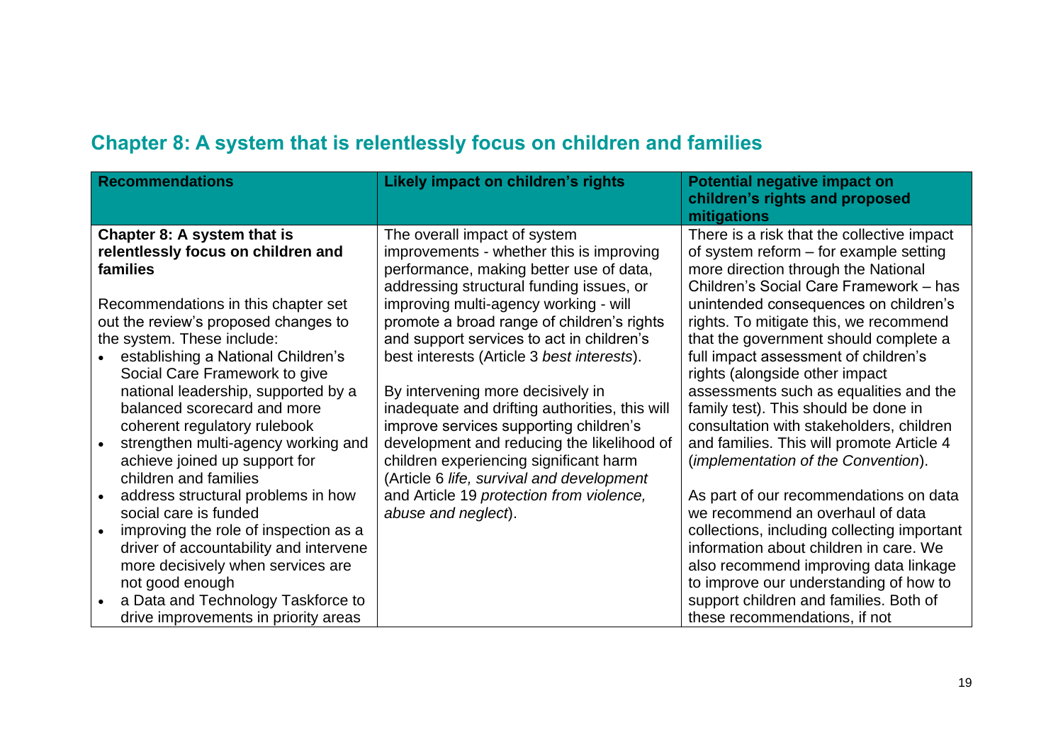## Chapter 8: A system that is relentlessly focus on children and families

| Recommendations | Likely impact on children's rights | Potential negative impact on children's rights and proposed mitigations |
| --- | --- | --- |
| **Chapter 8: A system that is relentlessly focus on children and families**<br><br>Recommendations in this chapter set out the review's proposed changes to the system. These include:<br>• establishing a National Children's Social Care Framework to give national leadership, supported by a balanced scorecard and more coherent regulatory rulebook<br>• strengthen multi-agency working and achieve joined up support for children and families<br>• address structural problems in how social care is funded<br>• improving the role of inspection as a driver of accountability and intervene more decisively when services are not good enough<br>• a Data and Technology Taskforce to drive improvements in priority areas | The overall impact of system improvements - whether this is improving performance, making better use of data, addressing structural funding issues, or improving multi-agency working - will promote a broad range of children's rights and support services to act in children's best interests (Article 3 *best interests*).<br><br>By intervening more decisively in inadequate and drifting authorities, this will improve services supporting children's development and reducing the likelihood of children experiencing significant harm (Article 6 *life, survival and development* and Article 19 *protection from violence, abuse and neglect*). | There is a risk that the collective impact of system reform – for example setting more direction through the National Children's Social Care Framework – has unintended consequences on children's rights. To mitigate this, we recommend that the government should complete a full impact assessment of children's rights (alongside other impact assessments such as equalities and the family test). This should be done in consultation with stakeholders, children and families. This will promote Article 4 (*implementation of the Convention*).<br><br>As part of our recommendations on data we recommend an overhaul of data collections, including collecting important information about children in care. We also recommend improving data linkage to improve our understanding of how to support children and families. Both of these recommendations, if not |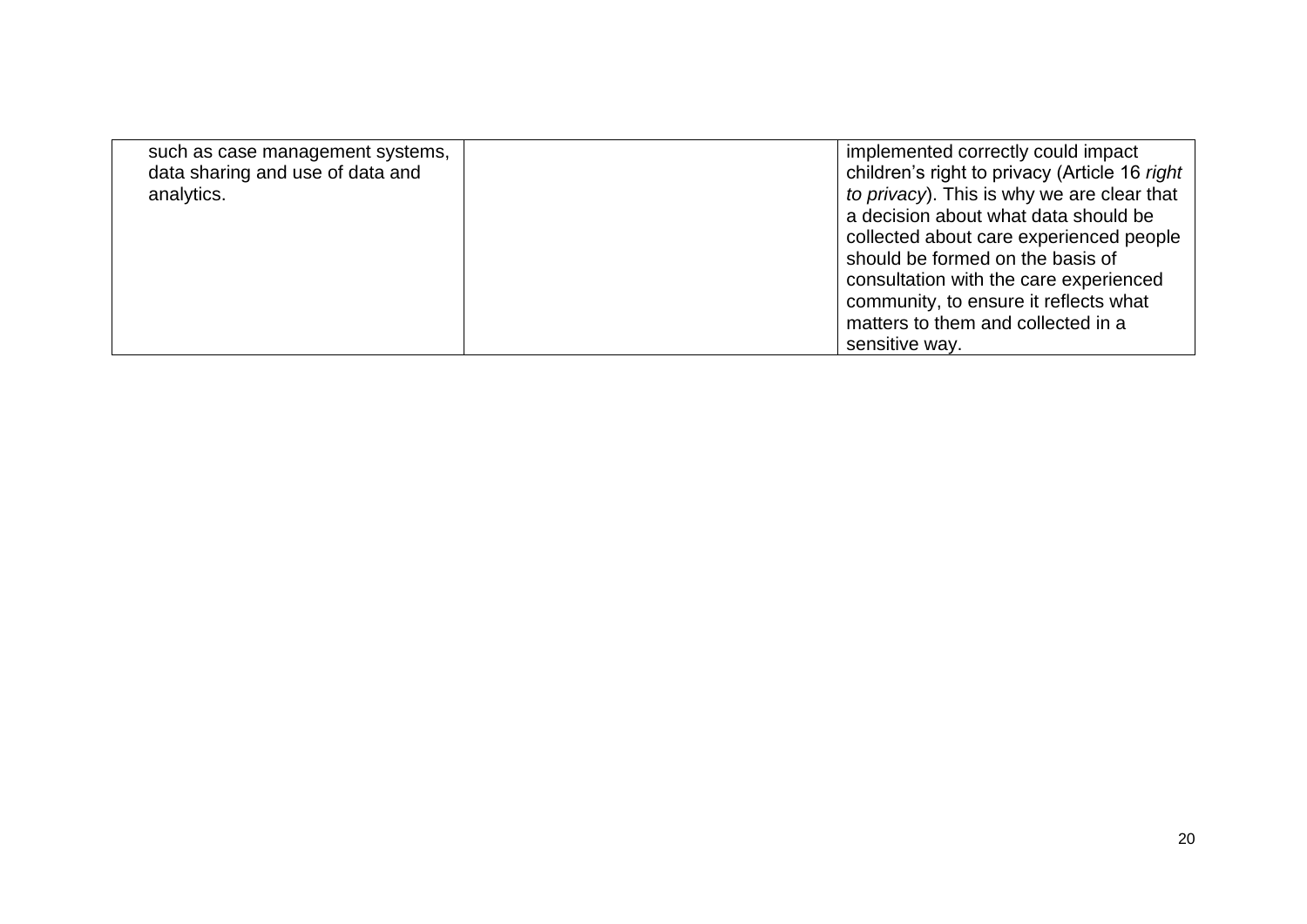| | | |
|---|---|---|
| such as case management systems, data sharing and use of data and analytics. | | implemented correctly could impact children's right to privacy (Article 16 *right to privacy*). This is why we are clear that a decision about what data should be collected about care experienced people should be formed on the basis of consultation with the care experienced community, to ensure it reflects what matters to them and collected in a sensitive way. |